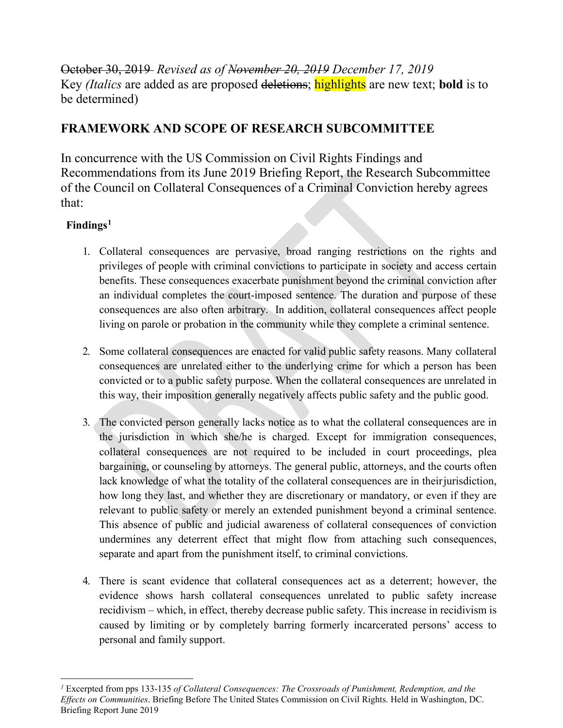~~October 30, 2019~~ *Revised as of ~~November 20, 2019~~ December 17, 2019*
Key *(Italics* are added as are proposed ~~deletions~~; highlights are new text; **bold** is to be determined)

## FRAMEWORK AND SCOPE OF RESEARCH SUBCOMMITTEE

In concurrence with the US Commission on Civil Rights Findings and Recommendations from its June 2019 Briefing Report, the Research Subcommittee of the Council on Collateral Consequences of a Criminal Conviction hereby agrees that:

### Findings[1]

1. Collateral consequences are pervasive, broad ranging restrictions on the rights and privileges of people with criminal convictions to participate in society and access certain benefits. These consequences exacerbate punishment beyond the criminal conviction after an individual completes the court-imposed sentence. The duration and purpose of these consequences are also often arbitrary. In addition, collateral consequences affect people living on parole or probation in the community while they complete a criminal sentence.

2. Some collateral consequences are enacted for valid public safety reasons. Many collateral consequences are unrelated either to the underlying crime for which a person has been convicted or to a public safety purpose. When the collateral consequences are unrelated in this way, their imposition generally negatively affects public safety and the public good.

3. The convicted person generally lacks notice as to what the collateral consequences are in the jurisdiction in which she/he is charged. Except for immigration consequences, collateral consequences are not required to be included in court proceedings, plea bargaining, or counseling by attorneys. The general public, attorneys, and the courts often lack knowledge of what the totality of the collateral consequences are in their jurisdiction, how long they last, and whether they are discretionary or mandatory, or even if they are relevant to public safety or merely an extended punishment beyond a criminal sentence. This absence of public and judicial awareness of collateral consequences of conviction undermines any deterrent effect that might flow from attaching such consequences, separate and apart from the punishment itself, to criminal convictions.

4. There is scant evidence that collateral consequences act as a deterrent; however, the evidence shows harsh collateral consequences unrelated to public safety increase recidivism – which, in effect, thereby decrease public safety. This increase in recidivism is caused by limiting or by completely barring formerly incarcerated persons' access to personal and family support.

---

[1] Excerpted from pps 133-135 *of Collateral Consequences: The Crossroads of Punishment, Redemption, and the Effects on Communities*. Briefing Before The United States Commission on Civil Rights. Held in Washington, DC. Briefing Report June 2019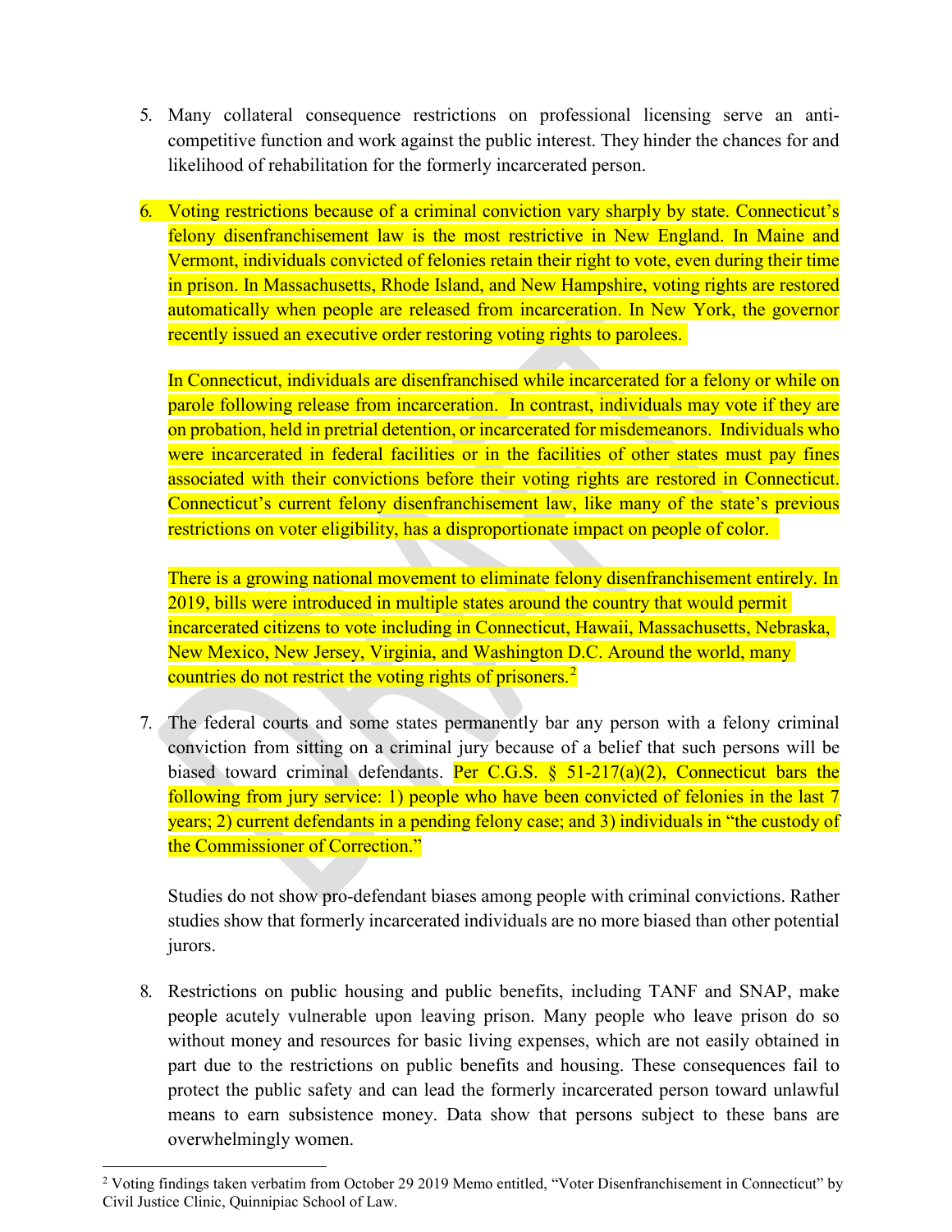5. Many collateral consequence restrictions on professional licensing serve an anti-competitive function and work against the public interest. They hinder the chances for and likelihood of rehabilitation for the formerly incarcerated person.

6. Voting restrictions because of a criminal conviction vary sharply by state. Connecticut's felony disenfranchisement law is the most restrictive in New England. In Maine and Vermont, individuals convicted of felonies retain their right to vote, even during their time in prison. In Massachusetts, Rhode Island, and New Hampshire, voting rights are restored automatically when people are released from incarceration. In New York, the governor recently issued an executive order restoring voting rights to parolees.

   In Connecticut, individuals are disenfranchised while incarcerated for a felony or while on parole following release from incarceration. In contrast, individuals may vote if they are on probation, held in pretrial detention, or incarcerated for misdemeanors. Individuals who were incarcerated in federal facilities or in the facilities of other states must pay fines associated with their convictions before their voting rights are restored in Connecticut. Connecticut's current felony disenfranchisement law, like many of the state's previous restrictions on voter eligibility, has a disproportionate impact on people of color.

   There is a growing national movement to eliminate felony disenfranchisement entirely. In 2019, bills were introduced in multiple states around the country that would permit incarcerated citizens to vote including in Connecticut, Hawaii, Massachusetts, Nebraska, New Mexico, New Jersey, Virginia, and Washington D.C. Around the world, many countries do not restrict the voting rights of prisoners.[2]

7. The federal courts and some states permanently bar any person with a felony criminal conviction from sitting on a criminal jury because of a belief that such persons will be biased toward criminal defendants. Per C.G.S. § 51-217(a)(2), Connecticut bars the following from jury service: 1) people who have been convicted of felonies in the last 7 years; 2) current defendants in a pending felony case; and 3) individuals in "the custody of the Commissioner of Correction."

   Studies do not show pro-defendant biases among people with criminal convictions. Rather studies show that formerly incarcerated individuals are no more biased than other potential jurors.

8. Restrictions on public housing and public benefits, including TANF and SNAP, make people acutely vulnerable upon leaving prison. Many people who leave prison do so without money and resources for basic living expenses, which are not easily obtained in part due to the restrictions on public benefits and housing. These consequences fail to protect the public safety and can lead the formerly incarcerated person toward unlawful means to earn subsistence money. Data show that persons subject to these bans are overwhelmingly women.

[2] Voting findings taken verbatim from October 29 2019 Memo entitled, "Voter Disenfranchisement in Connecticut" by Civil Justice Clinic, Quinnipiac School of Law.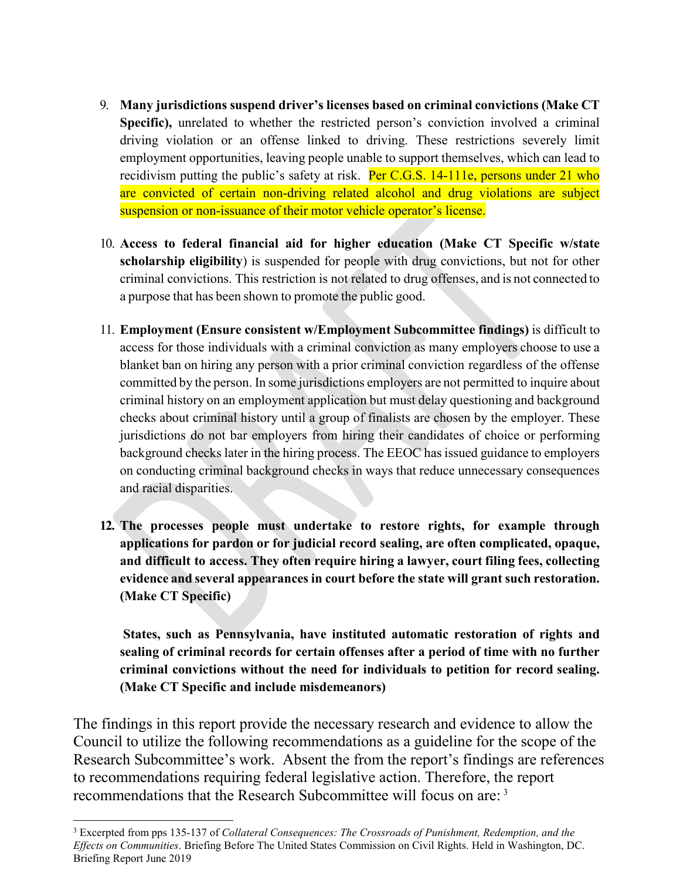9. **Many jurisdictions suspend driver's licenses based on criminal convictions (Make CT Specific),** unrelated to whether the restricted person's conviction involved a criminal driving violation or an offense linked to driving. These restrictions severely limit employment opportunities, leaving people unable to support themselves, which can lead to recidivism putting the public's safety at risk. Per C.G.S. 14-111e, persons under 21 who are convicted of certain non-driving related alcohol and drug violations are subject suspension or non-issuance of their motor vehicle operator's license.

10. **Access to federal financial aid for higher education (Make CT Specific w/state scholarship eligibility**) is suspended for people with drug convictions, but not for other criminal convictions. This restriction is not related to drug offenses, and is not connected to a purpose that has been shown to promote the public good.

11. **Employment (Ensure consistent w/Employment Subcommittee findings)** is difficult to access for those individuals with a criminal conviction as many employers choose to use a blanket ban on hiring any person with a prior criminal conviction regardless of the offense committed by the person. In some jurisdictions employers are not permitted to inquire about criminal history on an employment application but must delay questioning and background checks about criminal history until a group of finalists are chosen by the employer. These jurisdictions do not bar employers from hiring their candidates of choice or performing background checks later in the hiring process. The EEOC has issued guidance to employers on conducting criminal background checks in ways that reduce unnecessary consequences and racial disparities.

12. **The processes people must undertake to restore rights, for example through applications for pardon or for judicial record sealing, are often complicated, opaque, and difficult to access. They often require hiring a lawyer, court filing fees, collecting evidence and several appearances in court before the state will grant such restoration. (Make CT Specific)**

    **States, such as Pennsylvania, have instituted automatic restoration of rights and sealing of criminal records for certain offenses after a period of time with no further criminal convictions without the need for individuals to petition for record sealing. (Make CT Specific and include misdemeanors)**

The findings in this report provide the necessary research and evidence to allow the Council to utilize the following recommendations as a guideline for the scope of the Research Subcommittee's work. Absent the from the report's findings are references to recommendations requiring federal legislative action. Therefore, the report recommendations that the Research Subcommittee will focus on are: [3]

[3] Excerpted from pps 135-137 of *Collateral Consequences: The Crossroads of Punishment, Redemption, and the Effects on Communities*. Briefing Before The United States Commission on Civil Rights. Held in Washington, DC. Briefing Report June 2019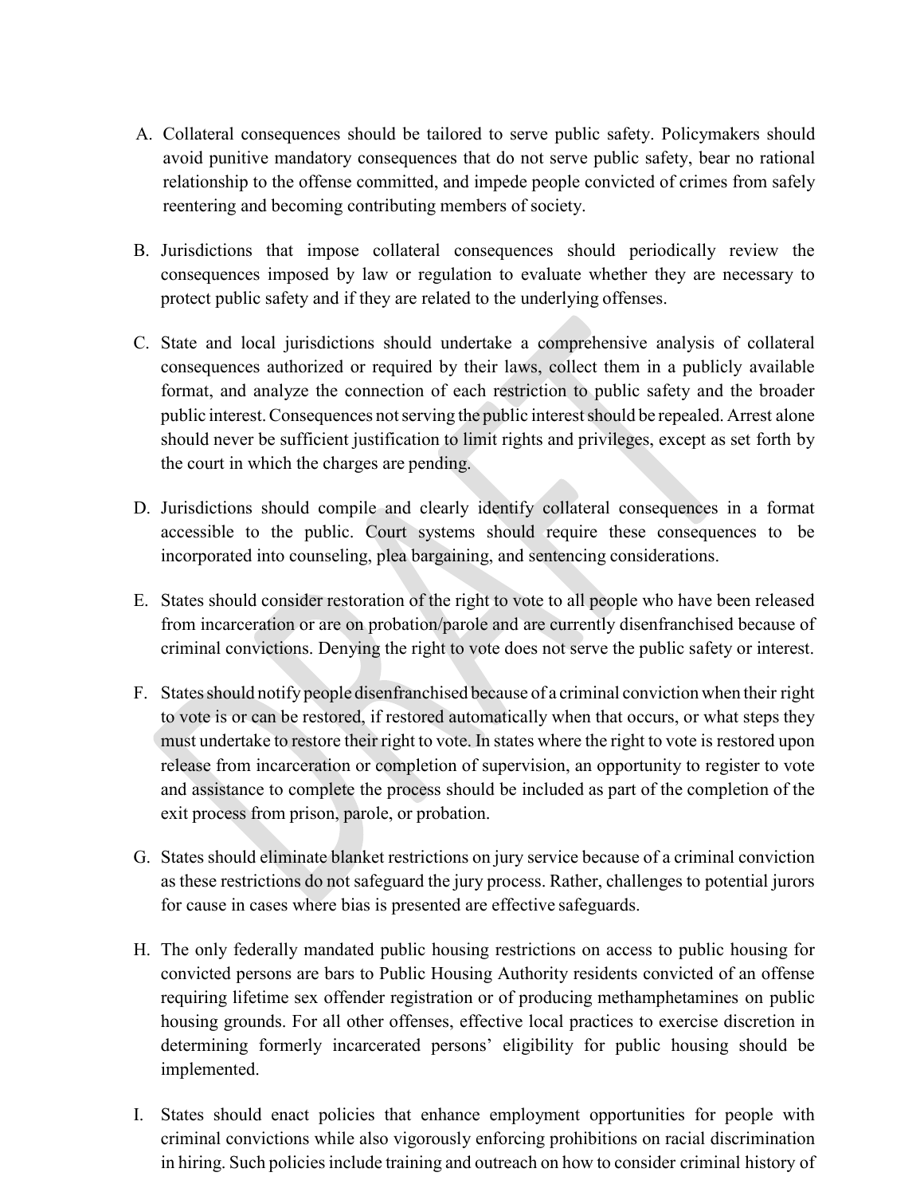A. Collateral consequences should be tailored to serve public safety. Policymakers should avoid punitive mandatory consequences that do not serve public safety, bear no rational relationship to the offense committed, and impede people convicted of crimes from safely reentering and becoming contributing members of society.

B. Jurisdictions that impose collateral consequences should periodically review the consequences imposed by law or regulation to evaluate whether they are necessary to protect public safety and if they are related to the underlying offenses.

C. State and local jurisdictions should undertake a comprehensive analysis of collateral consequences authorized or required by their laws, collect them in a publicly available format, and analyze the connection of each restriction to public safety and the broader public interest. Consequences not serving the public interest should be repealed. Arrest alone should never be sufficient justification to limit rights and privileges, except as set forth by the court in which the charges are pending.

D. Jurisdictions should compile and clearly identify collateral consequences in a format accessible to the public. Court systems should require these consequences to be incorporated into counseling, plea bargaining, and sentencing considerations.

E. States should consider restoration of the right to vote to all people who have been released from incarceration or are on probation/parole and are currently disenfranchised because of criminal convictions. Denying the right to vote does not serve the public safety or interest.

F. States should notify people disenfranchised because of a criminal conviction when their right to vote is or can be restored, if restored automatically when that occurs, or what steps they must undertake to restore their right to vote. In states where the right to vote is restored upon release from incarceration or completion of supervision, an opportunity to register to vote and assistance to complete the process should be included as part of the completion of the exit process from prison, parole, or probation.

G. States should eliminate blanket restrictions on jury service because of a criminal conviction as these restrictions do not safeguard the jury process. Rather, challenges to potential jurors for cause in cases where bias is presented are effective safeguards.

H. The only federally mandated public housing restrictions on access to public housing for convicted persons are bars to Public Housing Authority residents convicted of an offense requiring lifetime sex offender registration or of producing methamphetamines on public housing grounds. For all other offenses, effective local practices to exercise discretion in determining formerly incarcerated persons' eligibility for public housing should be implemented.

I. States should enact policies that enhance employment opportunities for people with criminal convictions while also vigorously enforcing prohibitions on racial discrimination in hiring. Such policies include training and outreach on how to consider criminal history of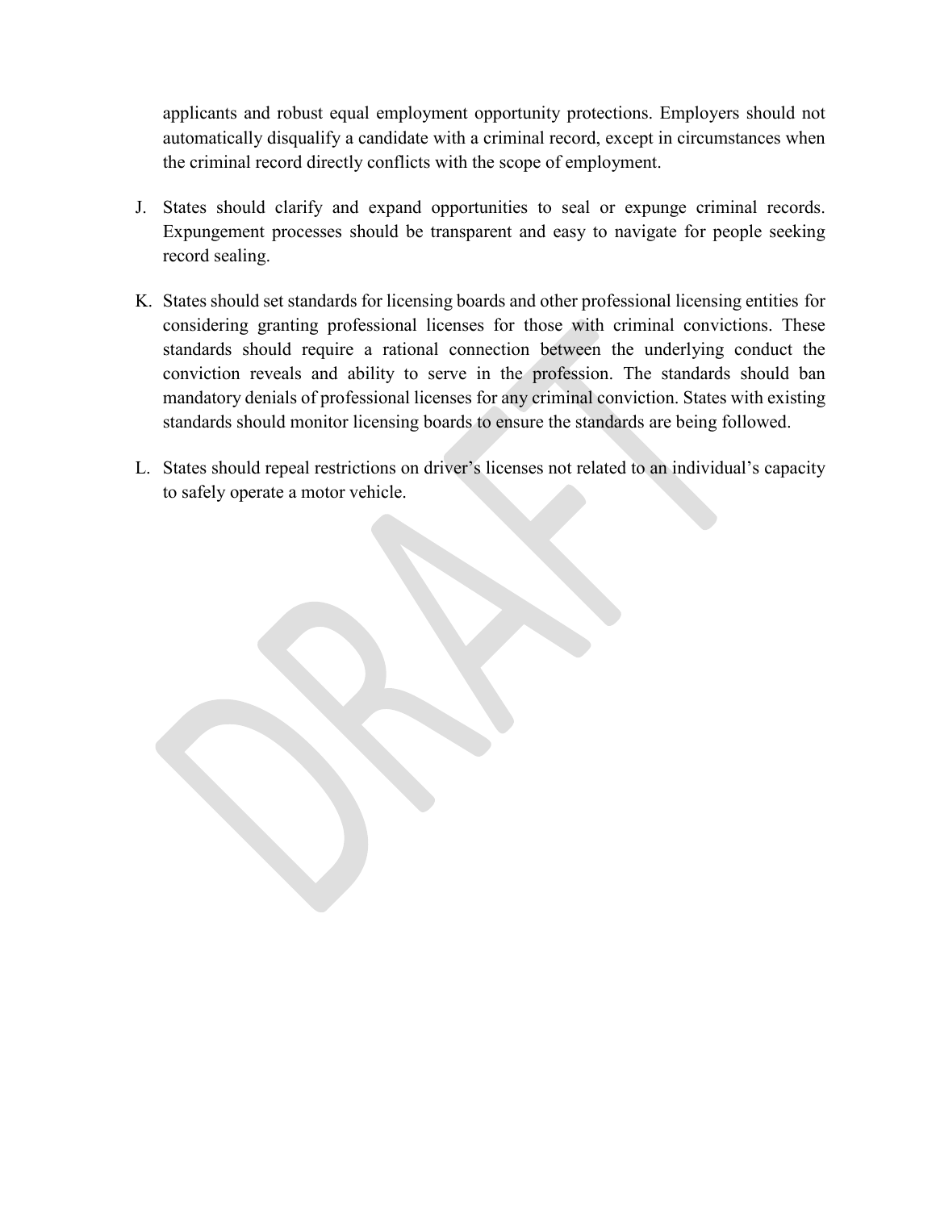applicants and robust equal employment opportunity protections. Employers should not automatically disqualify a candidate with a criminal record, except in circumstances when the criminal record directly conflicts with the scope of employment.

J. States should clarify and expand opportunities to seal or expunge criminal records. Expungement processes should be transparent and easy to navigate for people seeking record sealing.

K. States should set standards for licensing boards and other professional licensing entities for considering granting professional licenses for those with criminal convictions. These standards should require a rational connection between the underlying conduct the conviction reveals and ability to serve in the profession. The standards should ban mandatory denials of professional licenses for any criminal conviction. States with existing standards should monitor licensing boards to ensure the standards are being followed.

L. States should repeal restrictions on driver's licenses not related to an individual's capacity to safely operate a motor vehicle.